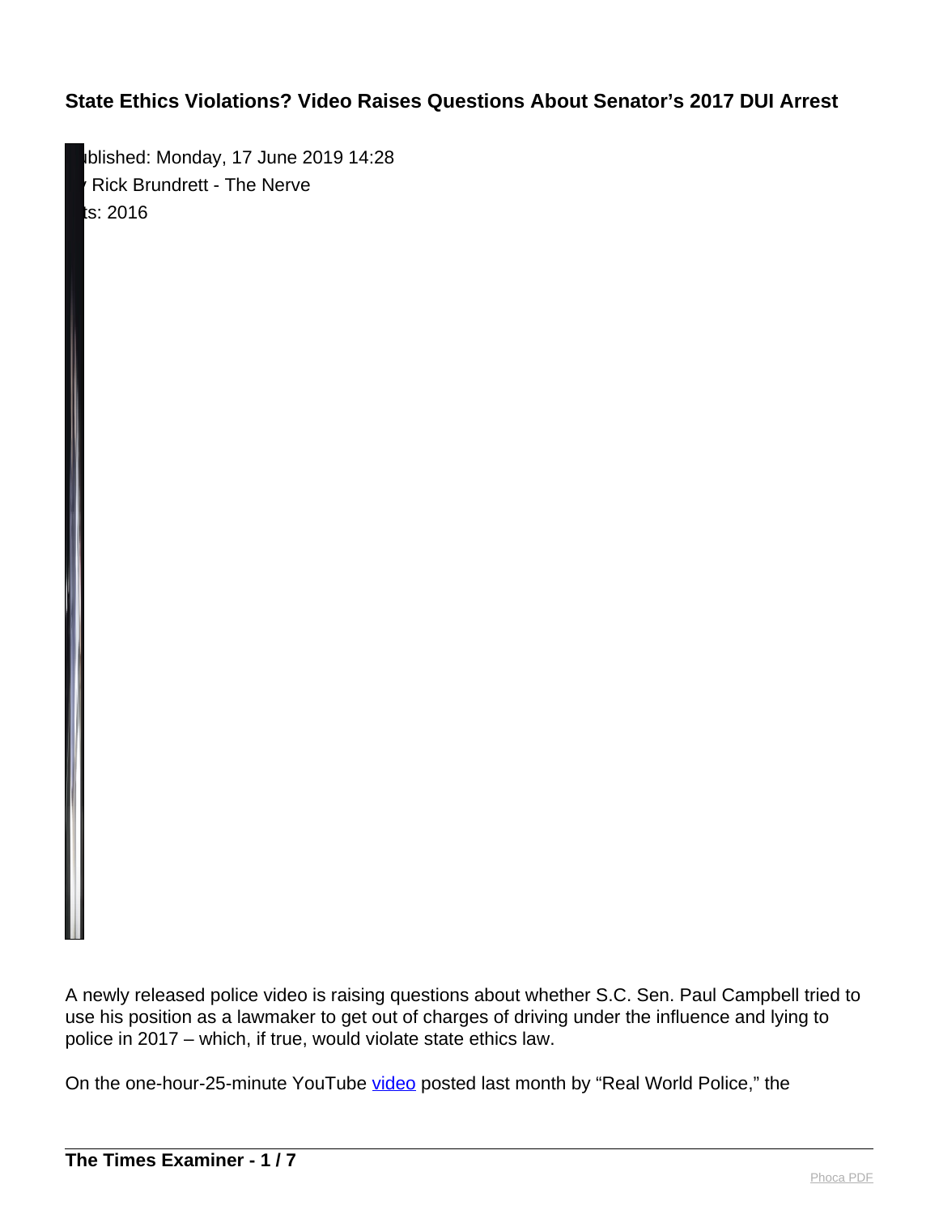# State Ethics Violations? Video Raises Questions About Senator's 2017 DUI Arrest

ublished: Monday, 17 June 2019 14:28
Rick Brundrett - The Nerve
ts: 2016

A newly released police video is raising questions about whether S.C. Sen. Paul Campbell tried to use his position as a lawmaker to get out of charges of driving under the influence and lying to police in 2017 – which, if true, would violate state ethics law.

On the one-hour-25-minute YouTube video posted last month by "Real World Police," the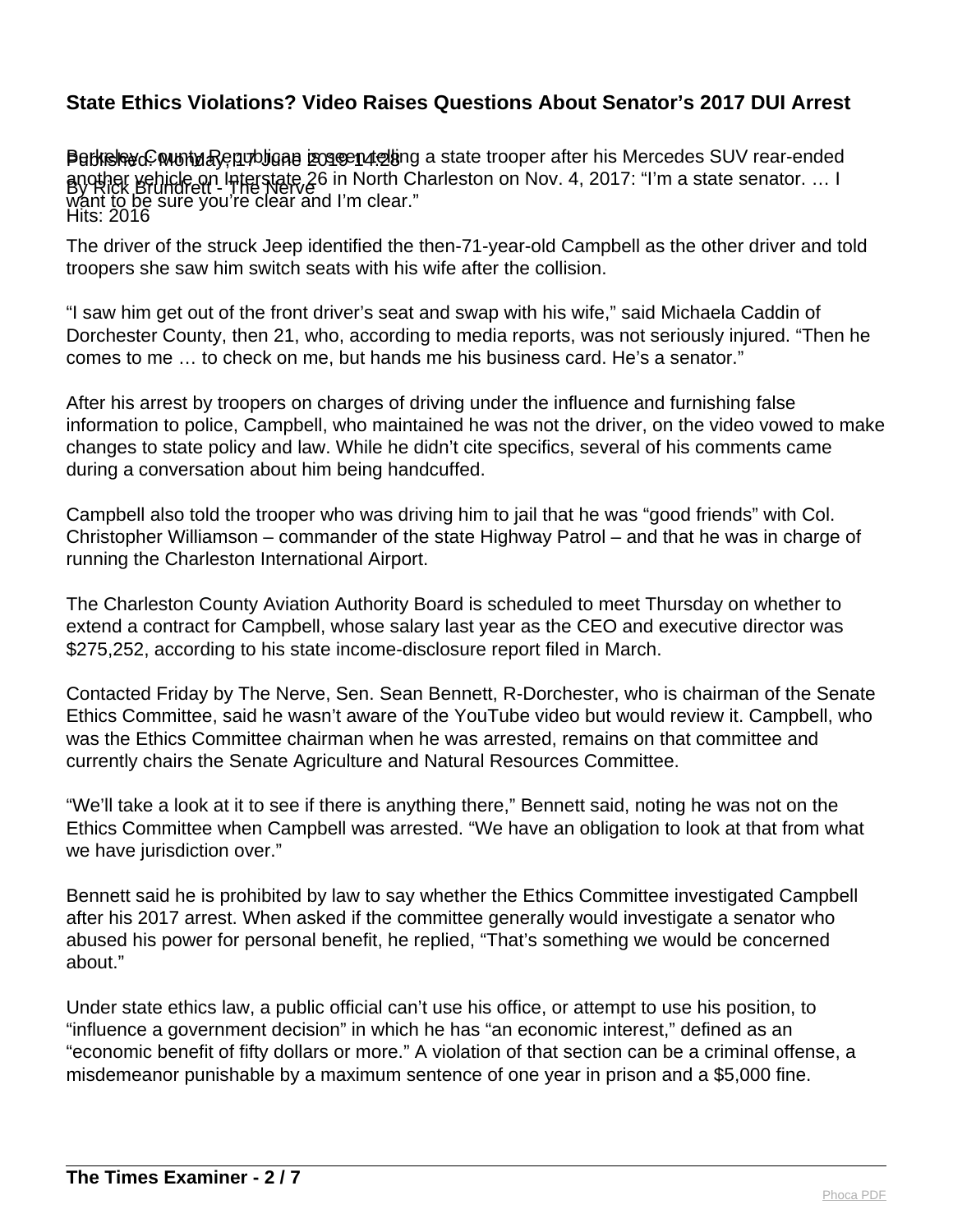## State Ethics Violations? Video Raises Questions About Senator's 2017 DUI Arrest

Published: Monday, 17 June 2019 14:28
By Rick Brundrett - The Nerve
Hits: 2016

Berkeley County Republican is seen telling a state trooper after his Mercedes SUV rear-ended another vehicle on Interstate 26 in North Charleston on Nov. 4, 2017: "I'm a state senator. … I want to be sure you're clear and I'm clear."

The driver of the struck Jeep identified the then-71-year-old Campbell as the other driver and told troopers she saw him switch seats with his wife after the collision.

"I saw him get out of the front driver's seat and swap with his wife," said Michaela Caddin of Dorchester County, then 21, who, according to media reports, was not seriously injured. "Then he comes to me … to check on me, but hands me his business card. He's a senator."

After his arrest by troopers on charges of driving under the influence and furnishing false information to police, Campbell, who maintained he was not the driver, on the video vowed to make changes to state policy and law. While he didn't cite specifics, several of his comments came during a conversation about him being handcuffed.

Campbell also told the trooper who was driving him to jail that he was "good friends" with Col. Christopher Williamson – commander of the state Highway Patrol – and that he was in charge of running the Charleston International Airport.

The Charleston County Aviation Authority Board is scheduled to meet Thursday on whether to extend a contract for Campbell, whose salary last year as the CEO and executive director was $275,252, according to his state income-disclosure report filed in March.

Contacted Friday by The Nerve, Sen. Sean Bennett, R-Dorchester, who is chairman of the Senate Ethics Committee, said he wasn't aware of the YouTube video but would review it. Campbell, who was the Ethics Committee chairman when he was arrested, remains on that committee and currently chairs the Senate Agriculture and Natural Resources Committee.

"We'll take a look at it to see if there is anything there," Bennett said, noting he was not on the Ethics Committee when Campbell was arrested. "We have an obligation to look at that from what we have jurisdiction over."

Bennett said he is prohibited by law to say whether the Ethics Committee investigated Campbell after his 2017 arrest. When asked if the committee generally would investigate a senator who abused his power for personal benefit, he replied, "That's something we would be concerned about."

Under state ethics law, a public official can't use his office, or attempt to use his position, to "influence a government decision" in which he has "an economic interest," defined as an "economic benefit of fifty dollars or more." A violation of that section can be a criminal offense, a misdemeanor punishable by a maximum sentence of one year in prison and a $5,000 fine.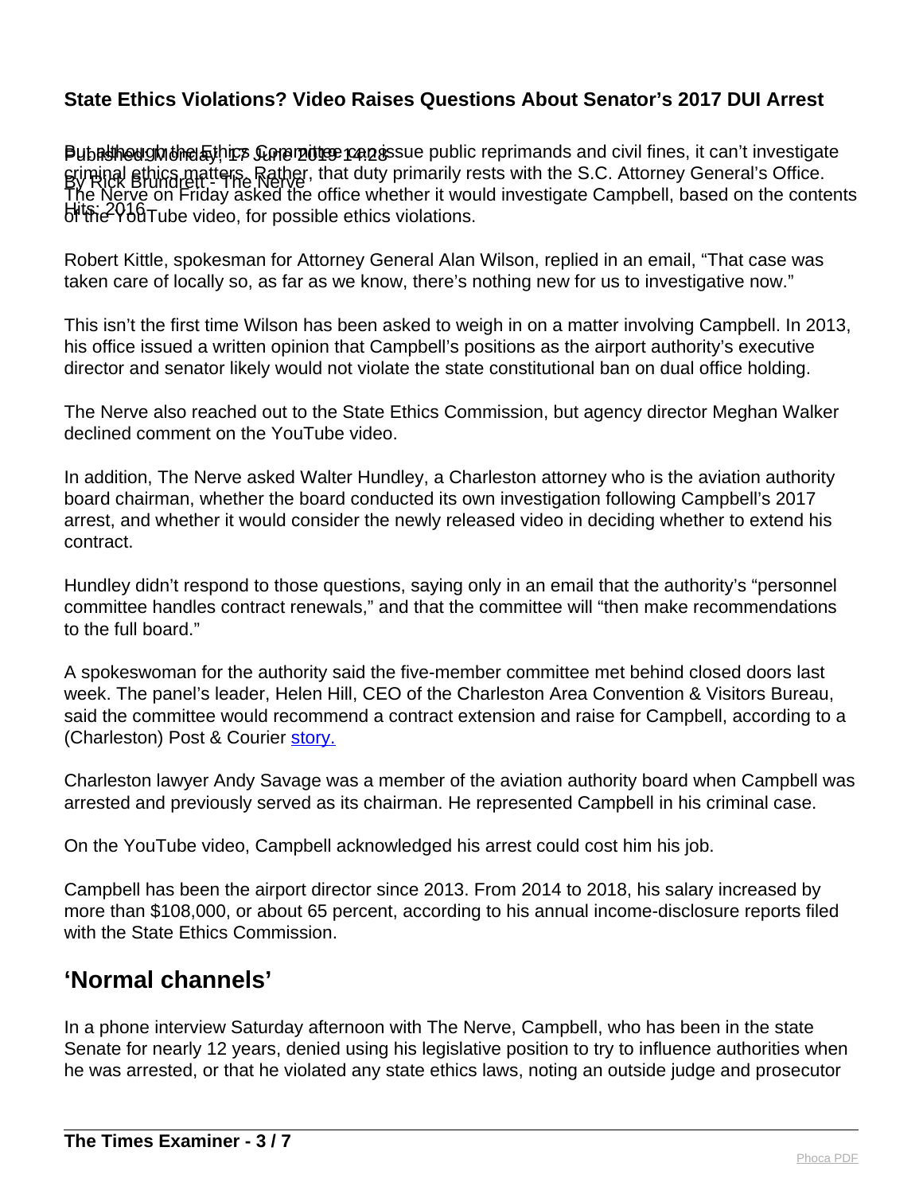But although the Ethics Committee can issue public reprimands and civil fines, it can't investigate criminal ethics matters. Rather, that duty primarily rests with the S.C. Attorney General's Office. The Nerve on Friday asked the office whether it would investigate Campbell, based on the contents of the YouTube video, for possible ethics violations.

Robert Kittle, spokesman for Attorney General Alan Wilson, replied in an email, "That case was taken care of locally so, as far as we know, there's nothing new for us to investigative now."

This isn't the first time Wilson has been asked to weigh in on a matter involving Campbell. In 2013, his office issued a written opinion that Campbell's positions as the airport authority's executive director and senator likely would not violate the state constitutional ban on dual office holding.

The Nerve also reached out to the State Ethics Commission, but agency director Meghan Walker declined comment on the YouTube video.

In addition, The Nerve asked Walter Hundley, a Charleston attorney who is the aviation authority board chairman, whether the board conducted its own investigation following Campbell's 2017 arrest, and whether it would consider the newly released video in deciding whether to extend his contract.

Hundley didn't respond to those questions, saying only in an email that the authority's "personnel committee handles contract renewals," and that the committee will "then make recommendations to the full board."

A spokeswoman for the authority said the five-member committee met behind closed doors last week. The panel's leader, Helen Hill, CEO of the Charleston Area Convention & Visitors Bureau, said the committee would recommend a contract extension and raise for Campbell, according to a (Charleston) Post & Courier story.

Charleston lawyer Andy Savage was a member of the aviation authority board when Campbell was arrested and previously served as its chairman. He represented Campbell in his criminal case.

On the YouTube video, Campbell acknowledged his arrest could cost him his job.

Campbell has been the airport director since 2013. From 2014 to 2018, his salary increased by more than $108,000, or about 65 percent, according to his annual income-disclosure reports filed with the State Ethics Commission.

## 'Normal channels'

In a phone interview Saturday afternoon with The Nerve, Campbell, who has been in the state Senate for nearly 12 years, denied using his legislative position to try to influence authorities when he was arrested, or that he violated any state ethics laws, noting an outside judge and prosecutor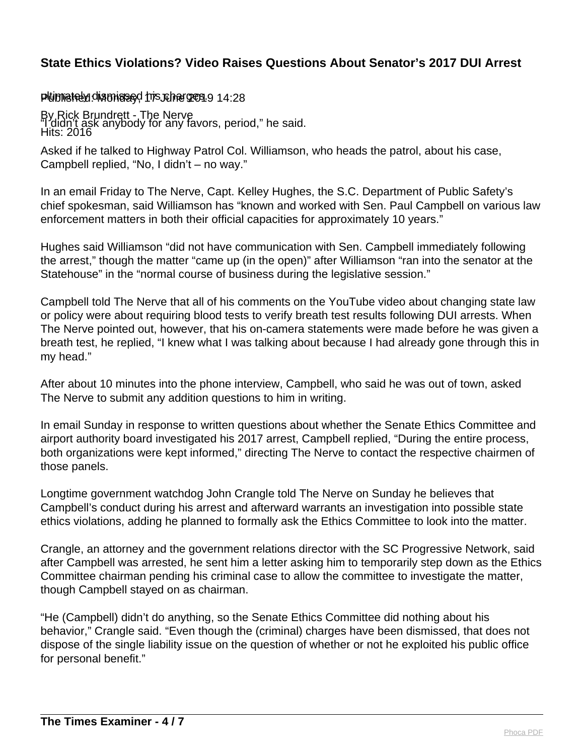ultimately dismissed his charges.

"I didn't ask anybody for any favors, period," he said.

Asked if he talked to Highway Patrol Col. Williamson, who heads the patrol, about his case, Campbell replied, "No, I didn't – no way."

In an email Friday to The Nerve, Capt. Kelley Hughes, the S.C. Department of Public Safety's chief spokesman, said Williamson has "known and worked with Sen. Paul Campbell on various law enforcement matters in both their official capacities for approximately 10 years."

Hughes said Williamson "did not have communication with Sen. Campbell immediately following the arrest," though the matter "came up (in the open)" after Williamson "ran into the senator at the Statehouse" in the "normal course of business during the legislative session."

Campbell told The Nerve that all of his comments on the YouTube video about changing state law or policy were about requiring blood tests to verify breath test results following DUI arrests. When The Nerve pointed out, however, that his on-camera statements were made before he was given a breath test, he replied, "I knew what I was talking about because I had already gone through this in my head."

After about 10 minutes into the phone interview, Campbell, who said he was out of town, asked The Nerve to submit any addition questions to him in writing.

In email Sunday in response to written questions about whether the Senate Ethics Committee and airport authority board investigated his 2017 arrest, Campbell replied, "During the entire process, both organizations were kept informed," directing The Nerve to contact the respective chairmen of those panels.

Longtime government watchdog John Crangle told The Nerve on Sunday he believes that Campbell's conduct during his arrest and afterward warrants an investigation into possible state ethics violations, adding he planned to formally ask the Ethics Committee to look into the matter.

Crangle, an attorney and the government relations director with the SC Progressive Network, said after Campbell was arrested, he sent him a letter asking him to temporarily step down as the Ethics Committee chairman pending his criminal case to allow the committee to investigate the matter, though Campbell stayed on as chairman.

"He (Campbell) didn't do anything, so the Senate Ethics Committee did nothing about his behavior," Crangle said. "Even though the (criminal) charges have been dismissed, that does not dispose of the single liability issue on the question of whether or not he exploited his public office for personal benefit."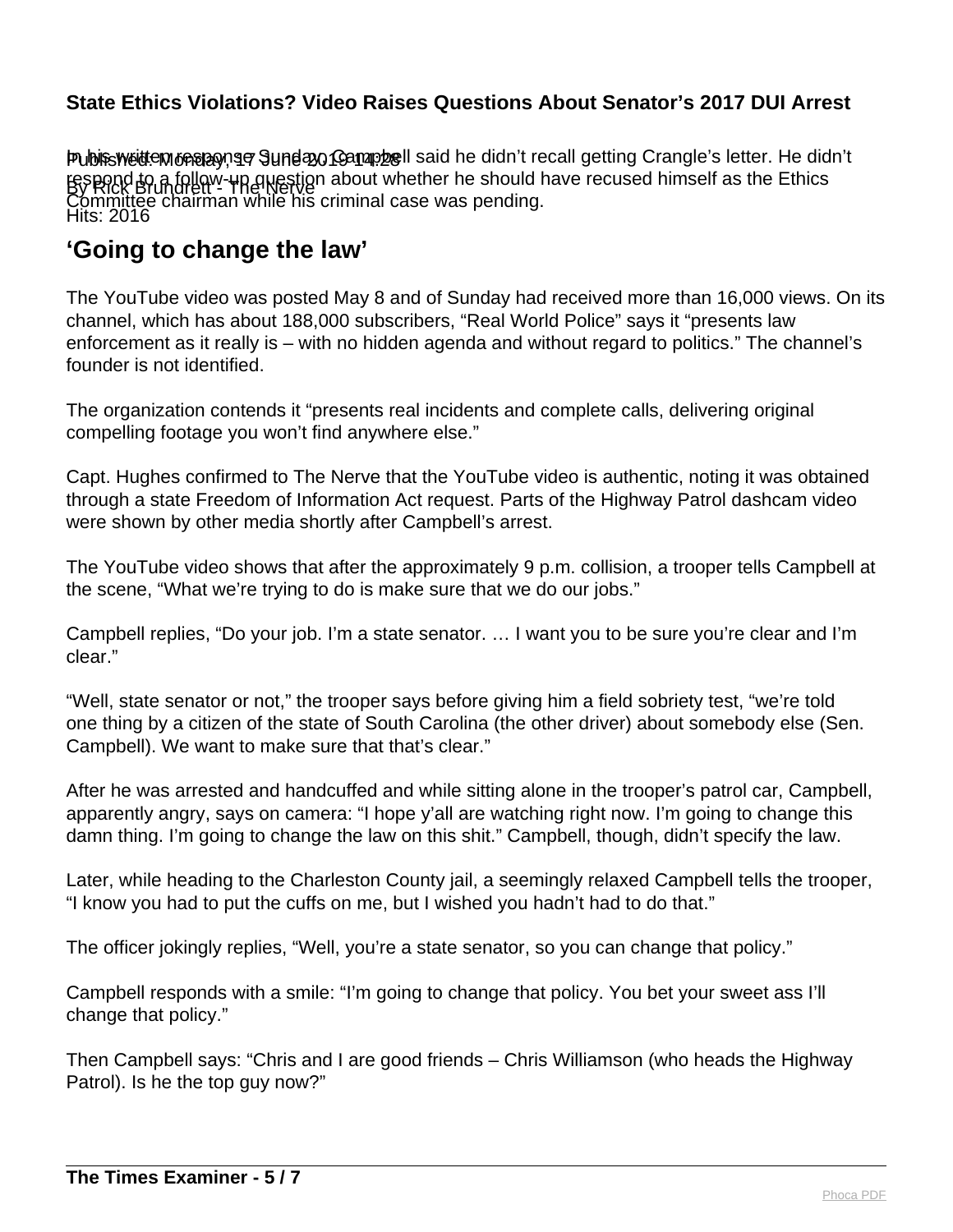In his written response Sunday, Campbell said he didn't recall getting Crangle's letter. He didn't respond to a follow-up question about whether he should have recused himself as the Ethics Committee chairman while his criminal case was pending.

## 'Going to change the law'

The YouTube video was posted May 8 and of Sunday had received more than 16,000 views. On its channel, which has about 188,000 subscribers, "Real World Police" says it "presents law enforcement as it really is – with no hidden agenda and without regard to politics." The channel's founder is not identified.

The organization contends it "presents real incidents and complete calls, delivering original compelling footage you won't find anywhere else."

Capt. Hughes confirmed to The Nerve that the YouTube video is authentic, noting it was obtained through a state Freedom of Information Act request. Parts of the Highway Patrol dashcam video were shown by other media shortly after Campbell's arrest.

The YouTube video shows that after the approximately 9 p.m. collision, a trooper tells Campbell at the scene, "What we're trying to do is make sure that we do our jobs."

Campbell replies, "Do your job. I'm a state senator. … I want you to be sure you're clear and I'm clear."

"Well, state senator or not," the trooper says before giving him a field sobriety test, "we're told one thing by a citizen of the state of South Carolina (the other driver) about somebody else (Sen. Campbell). We want to make sure that that's clear."

After he was arrested and handcuffed and while sitting alone in the trooper's patrol car, Campbell, apparently angry, says on camera: "I hope y'all are watching right now. I'm going to change this damn thing. I'm going to change the law on this shit." Campbell, though, didn't specify the law.

Later, while heading to the Charleston County jail, a seemingly relaxed Campbell tells the trooper, "I know you had to put the cuffs on me, but I wished you hadn't had to do that."

The officer jokingly replies, "Well, you're a state senator, so you can change that policy."

Campbell responds with a smile: "I'm going to change that policy. You bet your sweet ass I'll change that policy."

Then Campbell says: "Chris and I are good friends – Chris Williamson (who heads the Highway Patrol). Is he the top guy now?"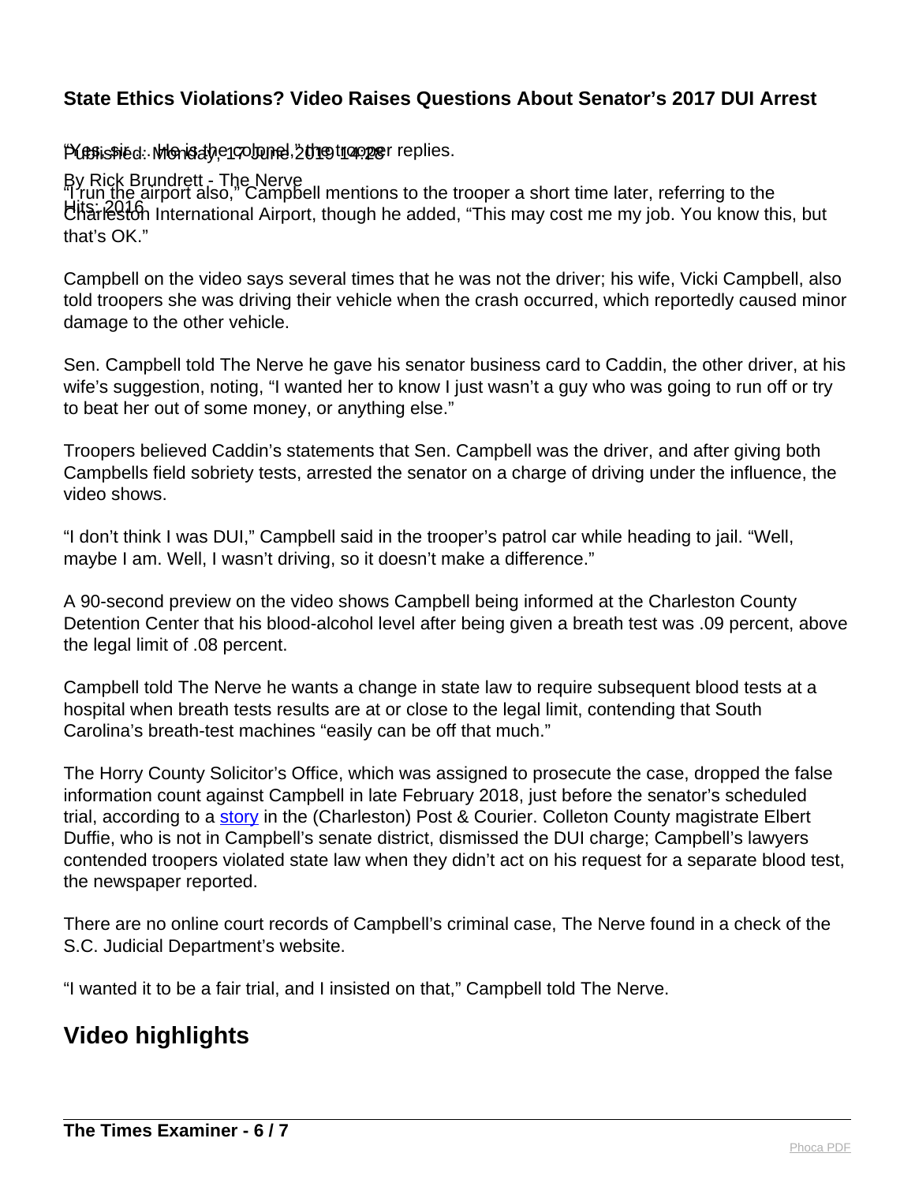“Yes, sir … He is the colonel,” the trooper replies.

“I run the airport also,” Campbell mentions to the trooper a short time later, referring to the Charleston International Airport, though he added, “This may cost me my job. You know this, but that’s OK.”

Campbell on the video says several times that he was not the driver; his wife, Vicki Campbell, also told troopers she was driving their vehicle when the crash occurred, which reportedly caused minor damage to the other vehicle.

Sen. Campbell told The Nerve he gave his senator business card to Caddin, the other driver, at his wife’s suggestion, noting, “I wanted her to know I just wasn’t a guy who was going to run off or try to beat her out of some money, or anything else.”

Troopers believed Caddin’s statements that Sen. Campbell was the driver, and after giving both Campbells field sobriety tests, arrested the senator on a charge of driving under the influence, the video shows.

“I don’t think I was DUI,” Campbell said in the trooper’s patrol car while heading to jail. “Well, maybe I am. Well, I wasn’t driving, so it doesn’t make a difference.”

A 90-second preview on the video shows Campbell being informed at the Charleston County Detention Center that his blood-alcohol level after being given a breath test was .09 percent, above the legal limit of .08 percent.

Campbell told The Nerve he wants a change in state law to require subsequent blood tests at a hospital when breath tests results are at or close to the legal limit, contending that South Carolina’s breath-test machines “easily can be off that much.”

The Horry County Solicitor’s Office, which was assigned to prosecute the case, dropped the false information count against Campbell in late February 2018, just before the senator’s scheduled trial, according to a story in the (Charleston) Post & Courier. Colleton County magistrate Elbert Duffie, who is not in Campbell’s senate district, dismissed the DUI charge; Campbell’s lawyers contended troopers violated state law when they didn’t act on his request for a separate blood test, the newspaper reported.

There are no online court records of Campbell’s criminal case, The Nerve found in a check of the S.C. Judicial Department’s website.

“I wanted it to be a fair trial, and I insisted on that,” Campbell told The Nerve.

## Video highlights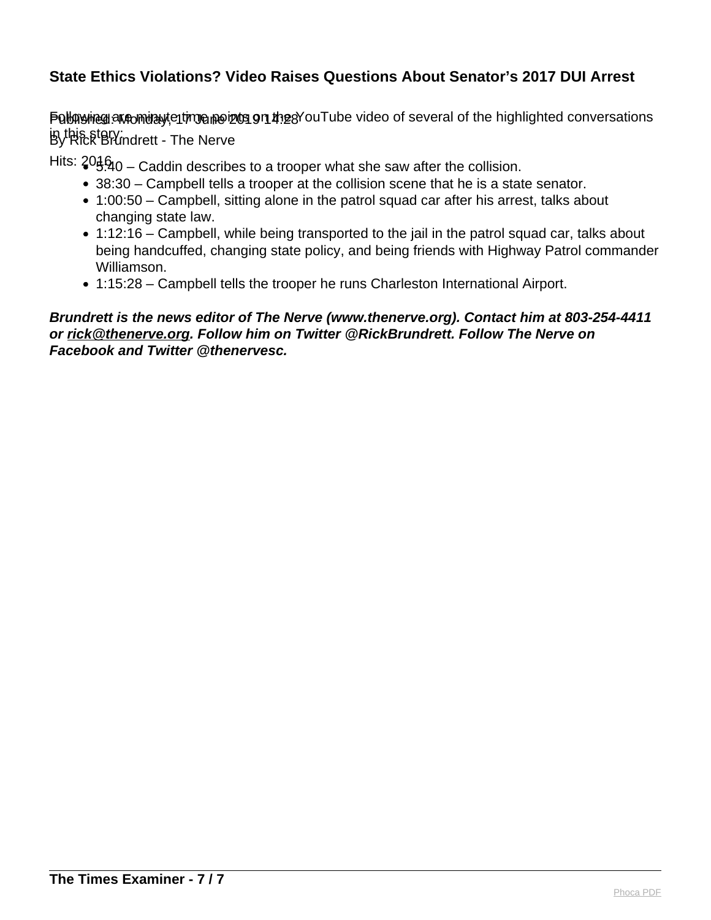## State Ethics Violations? Video Raises Questions About Senator's 2017 DUI Arrest

Published: Monday, 17 June 2019 14:28

By Rick Brundrett - The Nerve

Hits: 2016

Following are minute time points on the YouTube video of several of the highlighted conversations in this story:

- 5:40 – Caddin describes to a trooper what she saw after the collision.
- 38:30 – Campbell tells a trooper at the collision scene that he is a state senator.
- 1:00:50 – Campbell, sitting alone in the patrol squad car after his arrest, talks about changing state law.
- 1:12:16 – Campbell, while being transported to the jail in the patrol squad car, talks about being handcuffed, changing state policy, and being friends with Highway Patrol commander Williamson.
- 1:15:28 – Campbell tells the trooper he runs Charleston International Airport.

***Brundrett is the news editor of The Nerve (www.thenerve.org). Contact him at 803-254-4411 or rick@thenerve.org. Follow him on Twitter @RickBrundrett. Follow The Nerve on Facebook and Twitter @thenervesc.***